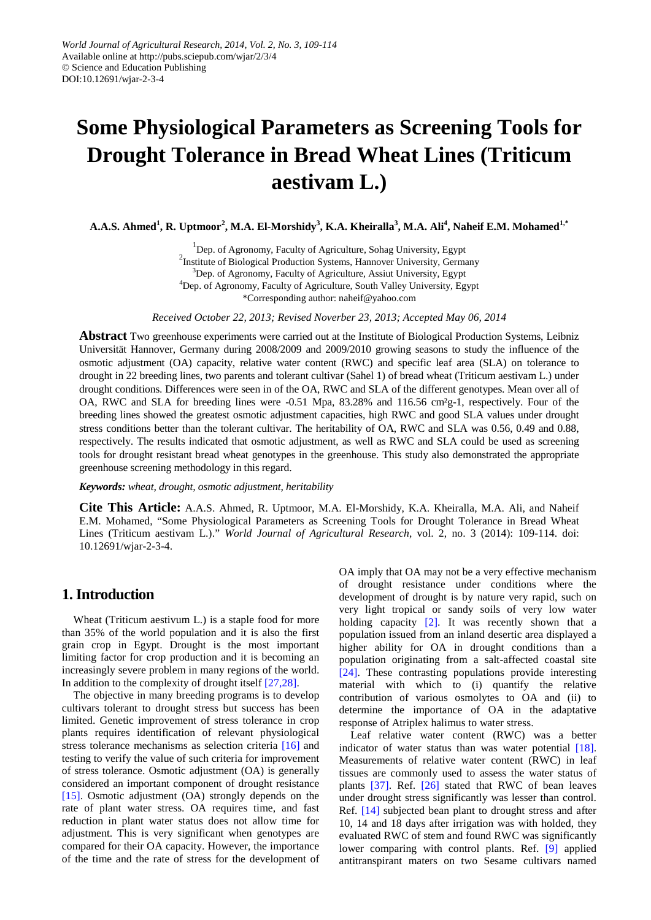World Journal of Agricultural Research, 2014, Vol. 2, No. 3, 109-114
Available online at http://pubs.sciepub.com/wjar/2/3/4
© Science and Education Publishing
DOI:10.12691/wjar-2-3-4

# Some Physiological Parameters as Screening Tools for Drought Tolerance in Bread Wheat Lines (Triticum aestivam L.)

**A.A.S. Ahmed[1], R. Uptmoor[2], M.A. El-Morshidy[3], K.A. Kheiralla[3], M.A. Ali[4], Naheif E.M. Mohamed[1,*]**

[1]Dep. of Agronomy, Faculty of Agriculture, Sohag University, Egypt
[2]Institute of Biological Production Systems, Hannover University, Germany
[3]Dep. of Agronomy, Faculty of Agriculture, Assiut University, Egypt
[4]Dep. of Agronomy, Faculty of Agriculture, South Valley University, Egypt
*Corresponding author: naheif@yahoo.com

*Received October 22, 2013; Revised Noverber 23, 2013; Accepted May 06, 2014*

**Abstract** Two greenhouse experiments were carried out at the Institute of Biological Production Systems, Leibniz Universität Hannover, Germany during 2008/2009 and 2009/2010 growing seasons to study the influence of the osmotic adjustment (OA) capacity, relative water content (RWC) and specific leaf area (SLA) on tolerance to drought in 22 breeding lines, two parents and tolerant cultivar (Sahel 1) of bread wheat (Triticum aestivum L.) under drought conditions. Differences were seen in of the OA, RWC and SLA of the different genotypes. Mean over all of OA, RWC and SLA for breeding lines were -0.51 Mpa, 83.28% and 116.56 cm²g-1, respectively. Four of the breeding lines showed the greatest osmotic adjustment capacities, high RWC and good SLA values under drought stress conditions better than the tolerant cultivar. The heritability of OA, RWC and SLA was 0.56, 0.49 and 0.88, respectively. The results indicated that osmotic adjustment, as well as RWC and SLA could be used as screening tools for drought resistant bread wheat genotypes in the greenhouse. This study also demonstrated the appropriate greenhouse screening methodology in this regard.

***Keywords:*** *wheat, drought, osmotic adjustment, heritability*

**Cite This Article:** A.A.S. Ahmed, R. Uptmoor, M.A. El-Morshidy, K.A. Kheiralla, M.A. Ali, and Naheif E.M. Mohamed, "Some Physiological Parameters as Screening Tools for Drought Tolerance in Bread Wheat Lines (Triticum aestivum L.)." *World Journal of Agricultural Research*, vol. 2, no. 3 (2014): 109-114. doi: 10.12691/wjar-2-3-4.

## 1. Introduction

Wheat (Triticum aestivum L.) is a staple food for more than 35% of the world population and it is also the first grain crop in Egypt. Drought is the most important limiting factor for crop production and it is becoming an increasingly severe problem in many regions of the world. In addition to the complexity of drought itself [27,28].

The objective in many breeding programs is to develop cultivars tolerant to drought stress but success has been limited. Genetic improvement of stress tolerance in crop plants requires identification of relevant physiological stress tolerance mechanisms as selection criteria [16] and testing to verify the value of such criteria for improvement of stress tolerance. Osmotic adjustment (OA) is generally considered an important component of drought resistance [15]. Osmotic adjustment (OA) strongly depends on the rate of plant water stress. OA requires time, and fast reduction in plant water status does not allow time for adjustment. This is very significant when genotypes are compared for their OA capacity. However, the importance of the time and the rate of stress for the development of OA imply that OA may not be a very effective mechanism of drought resistance under conditions where the development of drought is by nature very rapid, such on very light tropical or sandy soils of very low water holding capacity [2]. It was recently shown that a population issued from an inland desertic area displayed a higher ability for OA in drought conditions than a population originating from a salt-affected coastal site [24]. These contrasting populations provide interesting material with which to (i) quantify the relative contribution of various osmolytes to OA and (ii) to determine the importance of OA in the adaptative response of Atriplex halimus to water stress.

Leaf relative water content (RWC) was a better indicator of water status than was water potential [18]. Measurements of relative water content (RWC) in leaf tissues are commonly used to assess the water status of plants [37]. Ref. [26] stated that RWC of bean leaves under drought stress significantly was lesser than control. Ref. [14] subjected bean plant to drought stress and after 10, 14 and 18 days after irrigation was with holded, they evaluated RWC of stem and found RWC was significantly lower comparing with control plants. Ref. [9] applied antitranspirant maters on two Sesame cultivars named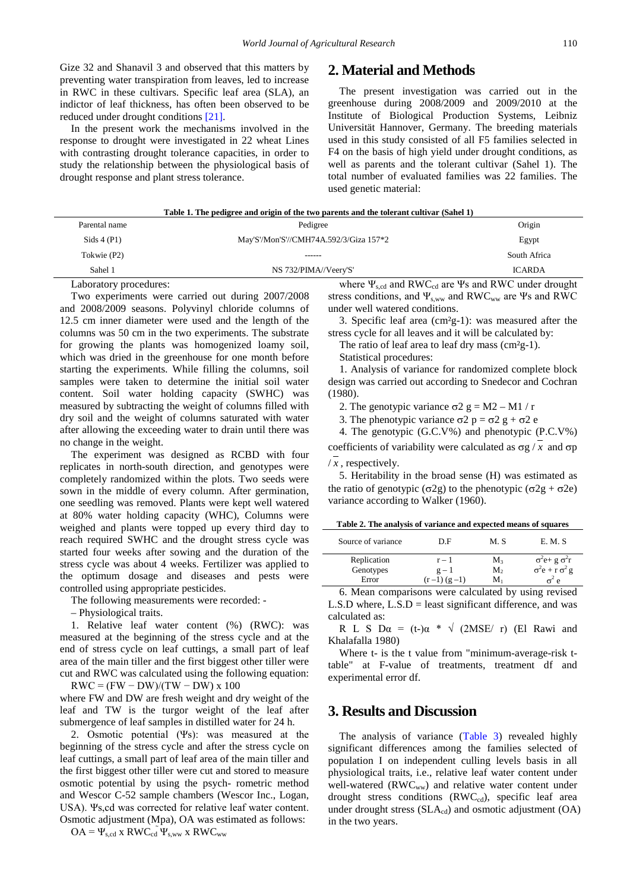Gize 32 and Shanavil 3 and observed that this matters by preventing water transpiration from leaves, led to increase in RWC in these cultivars. Specific leaf area (SLA), an indictor of leaf thickness, has often been observed to be reduced under drought conditions [21].

In the present work the mechanisms involved in the response to drought were investigated in 22 wheat Lines with contrasting drought tolerance capacities, in order to study the relationship between the physiological basis of drought response and plant stress tolerance.

## 2. Material and Methods

The present investigation was carried out in the greenhouse during 2008/2009 and 2009/2010 at the Institute of Biological Production Systems, Leibniz Universität Hannover, Germany. The breeding materials used in this study consisted of all F5 families selected in F4 on the basis of high yield under drought conditions, as well as parents and the tolerant cultivar (Sahel 1). The total number of evaluated families was 22 families. The used genetic material:

**Table 1. The pedigree and origin of the two parents and the tolerant cultivar (Sahel 1)**

| Parental name | Pedigree | Origin |
|---|---|---|
| Sids 4 (P1) | May'S'/Mon'S'//CMH74A.592/3/Giza 157*2 | Egypt |
| Tokwie (P2) | ------ | South Africa |
| Sahel 1 | NS 732/PIMA//Veery'S' | ICARDA |

Laboratory procedures:

Two experiments were carried out during 2007/2008 and 2008/2009 seasons. Polyvinyl chloride columns of 12.5 cm inner diameter were used and the length of the columns was 50 cm in the two experiments. The substrate for growing the plants was homogenized loamy soil, which was dried in the greenhouse for one month before starting the experiments. While filling the columns, soil samples were taken to determine the initial soil water content. Soil water holding capacity (SWHC) was measured by subtracting the weight of columns filled with dry soil and the weight of columns saturated with water after allowing the exceeding water to drain until there was no change in the weight.

The experiment was designed as RCBD with four replicates in north-south direction, and genotypes were completely randomized within the plots. Two seeds were sown in the middle of every column. After germination, one seedling was removed. Plants were kept well watered at 80% water holding capacity (WHC), Columns were weighed and plants were topped up every third day to reach required SWHC and the drought stress cycle was started four weeks after sowing and the duration of the stress cycle was about 4 weeks. Fertilizer was applied to the optimum dosage and diseases and pests were controlled using appropriate pesticides.

The following measurements were recorded: -

– Physiological traits.

1. Relative leaf water content (%) (RWC): was measured at the beginning of the stress cycle and at the end of stress cycle on leaf cuttings, a small part of leaf area of the main tiller and the first biggest other tiller were cut and RWC was calculated using the following equation:

$$RWC = (FW - DW)/(TW - DW) \times 100$$

where FW and DW are fresh weight and dry weight of the leaf and TW is the turgor weight of the leaf after submergence of leaf samples in distilled water for 24 h.

2. Osmotic potential (Ψs): was measured at the beginning of the stress cycle and after the stress cycle on leaf cuttings, a small part of leaf area of the main tiller and the first biggest other tiller were cut and stored to measure osmotic potential by using the psych- rometric method and Wescor C-52 sample chambers (Wescor Inc., Logan, USA). $\Psi_{s,cd}$ was corrected for relative leaf water content. Osmotic adjustment (Mpa), OA was estimated as follows:

$$OA = \Psi_{s,cd} \times RWC_{cd} - \Psi_{s,ww} \times RWC_{ww}$$

where $\Psi_{s,cd}$ and $RWC_{cd}$ are Ψs and RWC under drought stress conditions, and $\Psi_{s,ww}$ and $RWC_{ww}$ are Ψs and RWC under well watered conditions.

3. Specific leaf area ($cm^2g^{-1}$): was measured after the stress cycle for all leaves and it will be calculated by:

The ratio of leaf area to leaf dry mass ($cm^2g^{-1}$).

Statistical procedures:

1. Analysis of variance for randomized complete block design was carried out according to Snedecor and Cochran (1980).

2. The genotypic variance $\sigma^2 g = M2 - M1 / r$

3. The phenotypic variance $\sigma^2 p = \sigma^2 g + \sigma^2 e$

4. The genotypic (G.C.V%) and phenotypic (P.C.V%) coefficients of variability were calculated as $\sigma g / \bar{x}$ and $\sigma p / \bar{x}$, respectively.

5. Heritability in the broad sense (H) was estimated as the ratio of genotypic ($\sigma^2 g$) to the phenotypic ($\sigma^2 g + \sigma^2 e$) variance according to Walker (1960).

**Table 2. The analysis of variance and expected means of squares**

| Source of variance | D.F | M. S | E. M. S |
|---|---|---|---|
| Replication | $r - 1$ | $M_3$ | $\sigma^2 e + g\, \sigma^2 r$ |
| Genotypes | $g - 1$ | $M_2$ | $\sigma^2 e + r\, \sigma^2 g$ |
| Error | $(r-1)(g-1)$ | $M_1$ | $\sigma^2 e$ |

6. Mean comparisons were calculated by using revised L.S.D where, L.S.D = least significant difference, and was calculated as:

$$R\ L\ S\ D\alpha = (t\text{-})\alpha * \sqrt{(2MSE/\ r)}$$ (El Rawi and Khalafalla 1980)

Where t- is the t value from "minimum-average-risk t-table" at F-value of treatments, treatment df and experimental error df.

## 3. Results and Discussion

The analysis of variance (Table 3) revealed highly significant differences among the families selected of population I on independent culling levels basis in all physiological traits, i.e., relative leaf water content under well-watered ($RWC_{ww}$) and relative water content under drought stress conditions ($RWC_{cd}$), specific leaf area under drought stress ($SLA_{cd}$) and osmotic adjustment (OA) in the two years.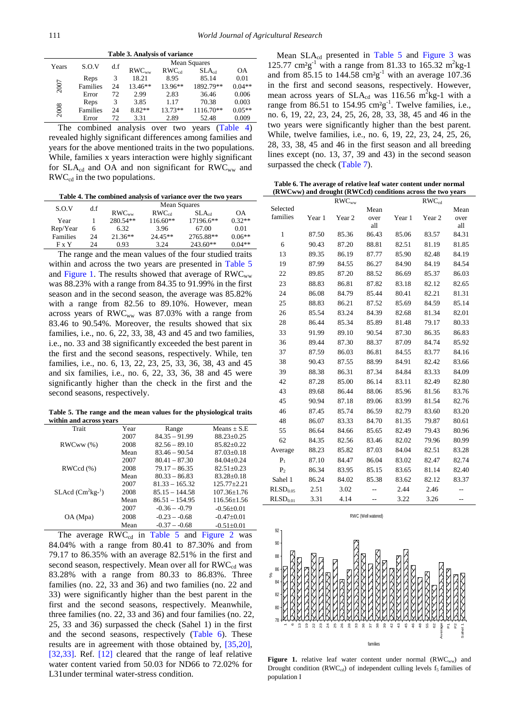**Table 3. Analysis of variance**

| Years | S.O.V | d.f | Mean Squares | | | |
|---|---|---|---|---|---|---|
| | | | $RWC_{ww}$ | $RWC_{cd}$ | $SLA_{cd}$ | OA |
| 2007 | Reps | 3 | 18.21 | 8.95 | 85.14 | 0.01 |
| | Families | 24 | 13.46** | 13.96** | 1892.79** | 0.04** |
| | Error | 72 | 2.99 | 2.83 | 36.46 | 0.006 |
| 2008 | Reps | 3 | 3.85 | 1.17 | 70.38 | 0.003 |
| | Families | 24 | 8.82** | 13.73** | 1116.70** | 0.05** |
| | Error | 72 | 3.31 | 2.89 | 52.48 | 0.009 |

The combined analysis over two years (Table 4) revealed highly significant differences among families and years for the above mentioned traits in the two populations. While, families x years interaction were highly significant for $SLA_{cd}$ and OA and non significant for $RWC_{ww}$ and $RWC_{cd}$ in the two populations.

**Table 4. The combined analysis of variance over the two years**

| S.O.V | d.f | Mean Squares | | | |
|---|---|---|---|---|---|
| | | $RWC_{ww}$ | $RWC_{cd}$ | $SLA_{cd}$ | OA |
| Year | 1 | 280.54** | 116.60** | 17196.6** | 0.32** |
| Rep/Year | 6 | 6.32 | 3.96 | 67.00 | 0.01 |
| Families | 24 | 21.36** | 24.45** | 2765.88** | 0.06** |
| F x Y | 24 | 0.93 | 3.24 | 243.60** | 0.04** |

The range and the mean values of the four studied traits within and across the two years are presented in Table 5 and Figure 1. The results showed that average of $RWC_{ww}$ was 88.23% with a range from 84.35 to 91.99% in the first season and in the second season, the average was 85.82% with a range from 82.56 to 89.10%. However, mean across years of $RWC_{ww}$ was 87.03% with a range from 83.46 to 90.54%. Moreover, the results showed that six families, i.e., no. 6, 22, 33, 38, 43 and 45 and two families, i.e., no. 33 and 38 significantly exceeded the best parent in the first and the second seasons, respectively. While, ten families, i.e., no. 6, 13, 22, 23, 25, 33, 36, 38, 43 and 45 and six families, i.e., no. 6, 22, 33, 36, 38 and 45 were significantly higher than the check in the first and the second seasons, respectively.

**Table 5. The range and the mean values for the physiological traits within and across years**

| Trait | Year | Range | Means ± S.E |
|---|---|---|---|
| RWCww (%) | 2007 | 84.35 – 91.99 | 88.23±0.25 |
| | 2008 | 82.56 – 89.10 | 85.82±0.22 |
| | Mean | 83.46 – 90.54 | 87.03±0.18 |
| RWCcd (%) | 2007 | 80.41 – 87.30 | 84.04±0.24 |
| | 2008 | 79.17 – 86.35 | 82.51±0.23 |
| | Mean | 80.33 – 86.83 | 83.28±0.18 |
| SLAcd ($Cm^2kg^{-1}$) | 2007 | 81.33 – 165.32 | 125.77±2.21 |
| | 2008 | 85.15 – 144.58 | 107.36±1.76 |
| | Mean | 86.51 – 154.95 | 116.56±1.56 |
| OA (Mpa) | 2007 | -0.36 – -0.79 | -0.56±0.01 |
| | 2008 | -0.23 – -0.68 | -0.47±0.01 |
| | Mean | -0.37 – -0.68 | -0.51±0.01 |

The average $RWC_{cd}$ in Table 5 and Figure 2 was 84.04% with a range from 80.41 to 87.30% and from 79.17 to 86.35% with an average 82.51% in the first and second season, respectively. Mean over all for $RWC_{cd}$ was 83.28% with a range from 80.33 to 86.83%. Three families (no. 22, 33 and 36) and two families (no. 22 and 33) were significantly higher than the best parent in the first and the second seasons, respectively. Meanwhile, three families (no. 22, 33 and 36) and four families (no. 22, 25, 33 and 36) surpassed the check (Sahel 1) in the first and the second seasons, respectively (Table 6). These results are in agreement with those obtained by, [35,20], [32,33]. Ref. [12] cleared that the range of leaf relative water content varied from 50.03 for ND66 to 72.02% for L31under terminal water-stress condition.

Mean $SLA_{cd}$ presented in Table 5 and Figure 3 was 125.77 $cm^2g^{-1}$ with a range from 81.33 to 165.32 $m^2kg$-1 and from 85.15 to 144.58 $cm^2g^{-1}$ with an average 107.36 in the first and second seasons, respectively. However, mean across years of $SLA_{cd}$ was 116.56 $m^2kg$-1 with a range from 86.51 to 154.95 $cm^2g^{-1}$. Twelve families, i.e., no. 6, 19, 22, 23, 24, 25, 26, 28, 33, 38, 45 and 46 in the two years were significantly higher than the best parent. While, twelve families, i.e., no. 6, 19, 22, 23, 24, 25, 26, 28, 33, 38, 45 and 46 in the first season and all breeding lines except (no. 13, 37, 39 and 43) in the second season surpassed the check (Table 7).

**Table 6. The average of relative leaf water content under normal (RWCww) and drought (RWCcd) conditions across the two years**

| Selected families | $RWC_{ww}$ | | | $RWC_{cd}$ | | |
|---|---|---|---|---|---|---|
| | Year 1 | Year 2 | Mean over all | Year 1 | Year 2 | Mean over all |
| 1 | 87.50 | 85.36 | 86.43 | 85.06 | 83.57 | 84.31 |
| 6 | 90.43 | 87.20 | 88.81 | 82.51 | 81.19 | 81.85 |
| 13 | 89.35 | 86.19 | 87.77 | 85.90 | 82.48 | 84.19 |
| 19 | 87.99 | 84.55 | 86.27 | 84.90 | 84.19 | 84.54 |
| 22 | 89.85 | 87.20 | 88.52 | 86.69 | 85.37 | 86.03 |
| 23 | 88.83 | 86.81 | 87.82 | 83.18 | 82.12 | 82.65 |
| 24 | 86.08 | 84.79 | 85.44 | 80.41 | 82.21 | 81.31 |
| 25 | 88.83 | 86.21 | 87.52 | 85.69 | 84.59 | 85.14 |
| 26 | 85.54 | 83.24 | 84.39 | 82.68 | 81.34 | 82.01 |
| 28 | 86.44 | 85.34 | 85.89 | 81.48 | 79.17 | 80.33 |
| 33 | 91.99 | 89.10 | 90.54 | 87.30 | 86.35 | 86.83 |
| 36 | 89.44 | 87.30 | 88.37 | 87.09 | 84.74 | 85.92 |
| 37 | 87.59 | 86.03 | 86.81 | 84.55 | 83.77 | 84.16 |
| 38 | 90.43 | 87.55 | 88.99 | 84.91 | 82.42 | 83.66 |
| 39 | 88.38 | 86.31 | 87.34 | 84.84 | 83.33 | 84.09 |
| 42 | 87.28 | 85.00 | 86.14 | 83.11 | 82.49 | 82.80 |
| 43 | 89.68 | 86.44 | 88.06 | 85.96 | 81.56 | 83.76 |
| 45 | 90.94 | 87.18 | 89.06 | 83.99 | 81.54 | 82.76 |
| 46 | 87.45 | 85.74 | 86.59 | 82.79 | 83.60 | 83.20 |
| 48 | 86.07 | 83.33 | 84.70 | 81.35 | 79.87 | 80.61 |
| 55 | 86.64 | 84.66 | 85.65 | 82.49 | 79.43 | 80.96 |
| 62 | 84.35 | 82.56 | 83.46 | 82.02 | 79.96 | 80.99 |
| Average | 88.23 | 85.82 | 87.03 | 84.04 | 82.51 | 83.28 |
| $P_1$ | 87.10 | 84.47 | 86.04 | 83.02 | 82.47 | 82.74 |
| $P_2$ | 86.34 | 83.95 | 85.15 | 83.65 | 81.14 | 82.40 |
| Sahel 1 | 86.24 | 84.02 | 85.38 | 83.62 | 82.12 | 83.37 |
| $RLSD_{0.05}$ | 2.51 | 3.02 | -- | 2.44 | 2.46 | -- |
| $RLSD_{0.01}$ | 3.31 | 4.14 | -- | 3.22 | 3.26 | -- |

**Figure 1.** relative leaf water content under normal ($RWC_{ww}$) and Drought condition ($RWC_{cd}$) of independent culling levels $f_5$ families of population I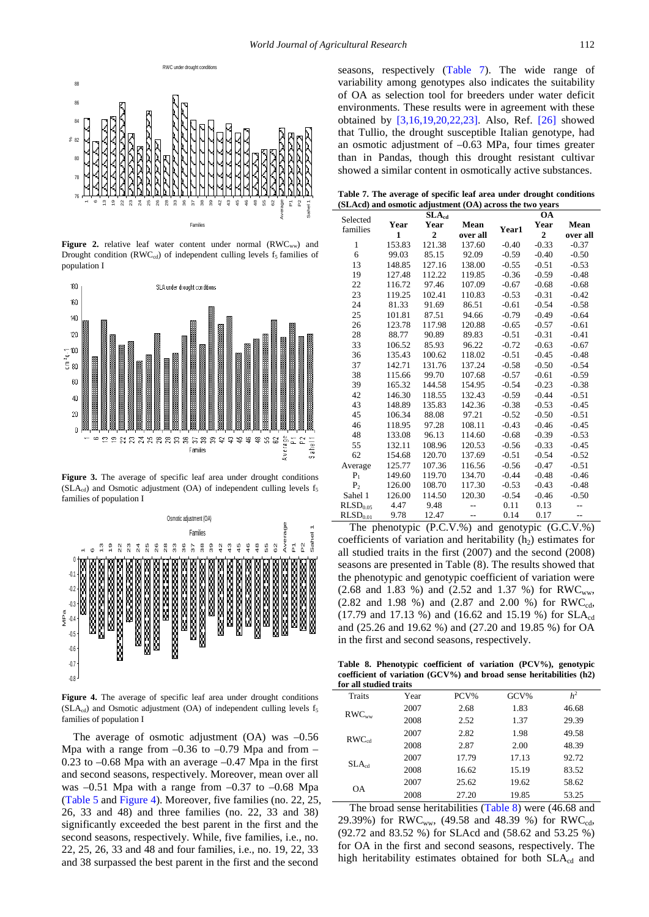**Figure 2.** relative leaf water content under normal ($RWC_{ww}$) and Drought condition ($RWC_{cd}$) of independent culling levels $f_5$ families of population I

**Figure 3.** The average of specific leaf area under drought conditions ($SLA_{cd}$) and Osmotic adjustment (OA) of independent culling levels $f_5$ families of population I

**Figure 4.** The average of specific leaf area under drought conditions ($SLA_{cd}$) and Osmotic adjustment (OA) of independent culling levels $f_5$ families of population I

The average of osmotic adjustment (OA) was –0.56 Mpa with a range from –0.36 to –0.79 Mpa and from –0.23 to –0.68 Mpa with an average –0.47 Mpa in the first and second seasons, respectively. Moreover, mean over all was –0.51 Mpa with a range from –0.37 to –0.68 Mpa (Table 5 and Figure 4). Moreover, five families (no. 22, 25, 26, 33 and 48) and three families (no. 22, 33 and 38) significantly exceeded the best parent in the first and the second seasons, respectively. While, five families, i.e., no. 22, 25, 26, 33 and 48 and four families, i.e., no. 19, 22, 33 and 38 surpassed the best parent in the first and the second seasons, respectively (Table 7). The wide range of variability among genotypes also indicates the suitability of OA as selection tool for breeders under water deficit environments. These results were in agreement with these obtained by [3,16,19,20,22,23]. Also, Ref. [26] showed that Tullio, the drought susceptible Italian genotype, had an osmotic adjustment of –0.63 MPa, four times greater than in Pandas, though this drought resistant cultivar showed a similar content in osmotically active substances.

**Table 7. The average of specific leaf area under drought conditions ($SLA_{cd}$) and osmotic adjustment (OA) across the two years**

| Selected families | $SLA_{cd}$ | | | OA | | |
|---|---|---|---|---|---|---|
| | Year 1 | Year 2 | Mean over all | Year1 | Year 2 | Mean over all |
| 1 | 153.83 | 121.38 | 137.60 | -0.40 | -0.33 | -0.37 |
| 6 | 99.03 | 85.15 | 92.09 | -0.59 | -0.40 | -0.50 |
| 13 | 148.85 | 127.16 | 138.00 | -0.55 | -0.51 | -0.53 |
| 19 | 127.48 | 112.22 | 119.85 | -0.36 | -0.59 | -0.48 |
| 22 | 116.72 | 97.46 | 107.09 | -0.67 | -0.68 | -0.68 |
| 23 | 119.25 | 102.41 | 110.83 | -0.53 | -0.31 | -0.42 |
| 24 | 81.33 | 91.69 | 86.51 | -0.61 | -0.54 | -0.58 |
| 25 | 101.81 | 87.51 | 94.66 | -0.79 | -0.49 | -0.64 |
| 26 | 123.78 | 117.98 | 120.88 | -0.65 | -0.57 | -0.61 |
| 28 | 88.77 | 90.89 | 89.83 | -0.51 | -0.31 | -0.41 |
| 33 | 106.52 | 85.93 | 96.22 | -0.72 | -0.63 | -0.67 |
| 36 | 135.43 | 100.62 | 118.02 | -0.51 | -0.45 | -0.48 |
| 37 | 142.71 | 131.76 | 137.24 | -0.58 | -0.50 | -0.54 |
| 38 | 115.66 | 99.70 | 107.68 | -0.57 | -0.61 | -0.59 |
| 39 | 165.32 | 144.58 | 154.95 | -0.54 | -0.23 | -0.38 |
| 42 | 146.30 | 118.55 | 132.43 | -0.59 | -0.44 | -0.51 |
| 43 | 148.89 | 135.83 | 142.36 | -0.38 | -0.53 | -0.45 |
| 45 | 106.34 | 88.08 | 97.21 | -0.52 | -0.50 | -0.51 |
| 46 | 118.95 | 97.28 | 108.11 | -0.43 | -0.46 | -0.45 |
| 48 | 133.08 | 96.13 | 114.60 | -0.68 | -0.39 | -0.53 |
| 55 | 132.11 | 108.96 | 120.53 | -0.56 | -0.33 | -0.45 |
| 62 | 154.68 | 120.70 | 137.69 | -0.51 | -0.54 | -0.52 |
| Average | 125.77 | 107.36 | 116.56 | -0.56 | -0.47 | -0.51 |
| $P_1$ | 149.60 | 119.70 | 134.70 | -0.44 | -0.48 | -0.46 |
| $P_2$ | 126.00 | 108.70 | 117.30 | -0.53 | -0.43 | -0.48 |
| Sahel 1 | 126.00 | 114.50 | 120.30 | -0.54 | -0.46 | -0.50 |
| $RLSD_{0.05}$ | 4.47 | 9.48 | -- | 0.11 | 0.13 | -- |
| $RLSD_{0.01}$ | 9.78 | 12.47 | -- | 0.14 | 0.17 | -- |

The phenotypic (P.C.V.%) and genotypic (G.C.V.%) coefficients of variation and heritability ($h_2$) estimates for all studied traits in the first (2007) and the second (2008) seasons are presented in Table (8). The results showed that the phenotypic and genotypic coefficient of variation were (2.68 and 1.83 %) and (2.52 and 1.37 %) for $RWC_{ww}$, (2.82 and 1.98 %) and (2.87 and 2.00 %) for $RWC_{cd}$, (17.79 and 17.13 %) and (16.62 and 15.19 %) for $SLA_{cd}$ and (25.26 and 19.62 %) and (27.20 and 19.85 %) for OA in the first and second seasons, respectively.

**Table 8. Phenotypic coefficient of variation (PCV%), genotypic coefficient of variation (GCV%) and broad sense heritabilities (h2) for all studied traits**

| Traits | Year | PCV% | GCV% | $h^2$ |
|---|---|---|---|---|
| $RWC_{ww}$ | 2007 | 2.68 | 1.83 | 46.68 |
| | 2008 | 2.52 | 1.37 | 29.39 |
| $RWC_{cd}$ | 2007 | 2.82 | 1.98 | 49.58 |
| | 2008 | 2.87 | 2.00 | 48.39 |
| $SLA_{cd}$ | 2007 | 17.79 | 17.13 | 92.72 |
| | 2008 | 16.62 | 15.19 | 83.52 |
| OA | 2007 | 25.62 | 19.62 | 58.62 |
| | 2008 | 27.20 | 19.85 | 53.25 |

The broad sense heritabilities (Table 8) were (46.68 and 29.39%) for $RWC_{ww}$, (49.58 and 48.39 %) for $RWC_{cd}$, (92.72 and 83.52 %) for SLAcd and (58.62 and 53.25 %) for OA in the first and second seasons, respectively. The high heritability estimates obtained for both $SLA_{cd}$ and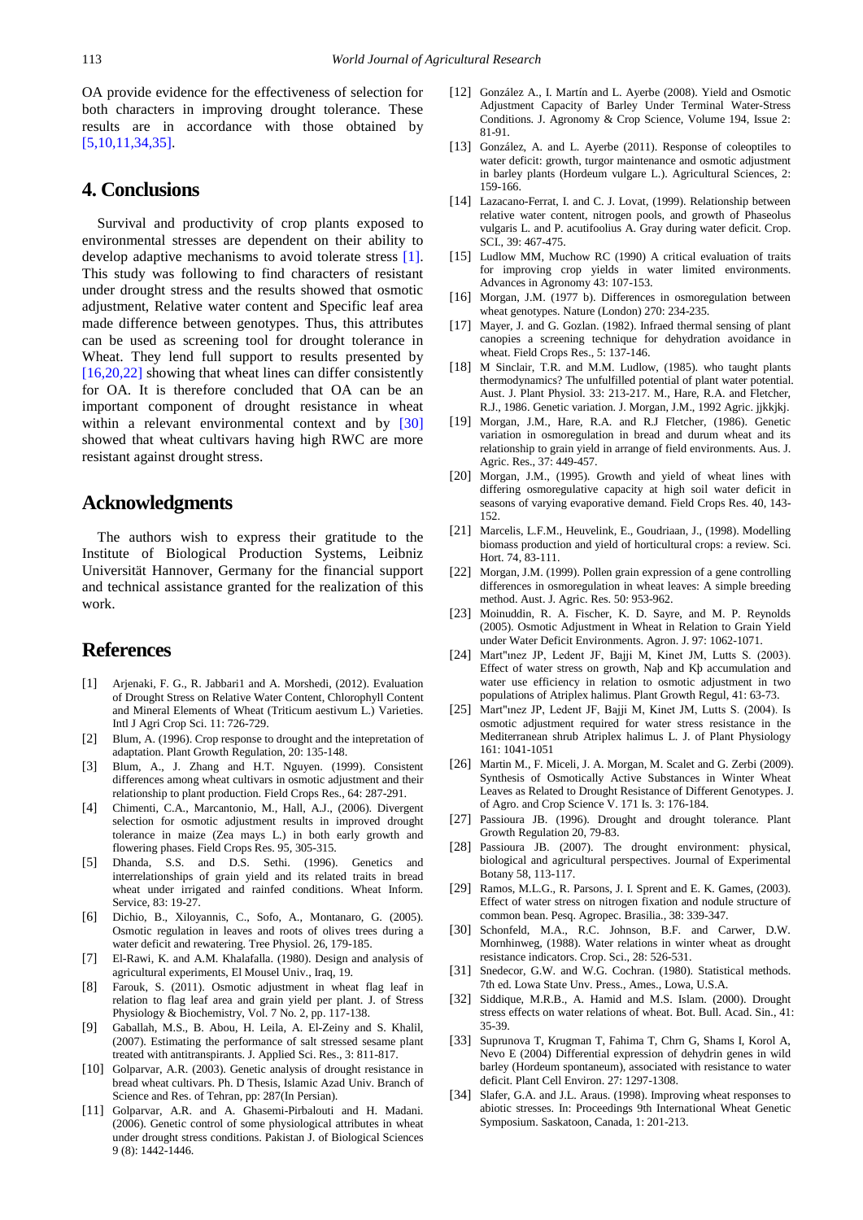OA provide evidence for the effectiveness of selection for both characters in improving drought tolerance. These results are in accordance with those obtained by [5,10,11,34,35].

## 4. Conclusions

Survival and productivity of crop plants exposed to environmental stresses are dependent on their ability to develop adaptive mechanisms to avoid tolerate stress [1]. This study was following to find characters of resistant under drought stress and the results showed that osmotic adjustment, Relative water content and Specific leaf area made difference between genotypes. Thus, this attributes can be used as screening tool for drought tolerance in Wheat. They lend full support to results presented by [16,20,22] showing that wheat lines can differ consistently for OA. It is therefore concluded that OA can be an important component of drought resistance in wheat within a relevant environmental context and by [30] showed that wheat cultivars having high RWC are more resistant against drought stress.

## Acknowledgments

The authors wish to express their gratitude to the Institute of Biological Production Systems, Leibniz Universität Hannover, Germany for the financial support and technical assistance granted for the realization of this work.

## References

[1] Arjenaki, F. G., R. Jabbari1 and A. Morshedi, (2012). Evaluation of Drought Stress on Relative Water Content, Chlorophyll Content and Mineral Elements of Wheat (Triticum aestivum L.) Varieties. Intl J Agri Crop Sci. 11: 726-729.

[2] Blum, A. (1996). Crop response to drought and the intepretation of adaptation. Plant Growth Regulation, 20: 135-148.

[3] Blum, A., J. Zhang and H.T. Nguyen. (1999). Consistent differences among wheat cultivars in osmotic adjustment and their relationship to plant production. Field Crops Res., 64: 287-291.

[4] Chimenti, C.A., Marcantonio, M., Hall, A.J., (2006). Divergent selection for osmotic adjustment results in improved drought tolerance in maize (Zea mays L.) in both early growth and flowering phases. Field Crops Res. 95, 305-315.

[5] Dhanda, S.S. and D.S. Sethi. (1996). Genetics and interrelationships of grain yield and its related traits in bread wheat under irrigated and rainfed conditions. Wheat Inform. Service, 83: 19-27.

[6] Dichio, B., Xiloyannis, C., Sofo, A., Montanaro, G. (2005). Osmotic regulation in leaves and roots of olives trees during a water deficit and rewatering. Tree Physiol. 26, 179-185.

[7] El-Rawi, K. and A.M. Khalafalla. (1980). Design and analysis of agricultural experiments, El Mousel Univ., Iraq, 19.

[8] Farouk, S. (2011). Osmotic adjustment in wheat flag leaf in relation to flag leaf area and grain yield per plant. J. of Stress Physiology & Biochemistry, Vol. 7 No. 2, pp. 117-138.

[9] Gaballah, M.S., B. Abou, H. Leila, A. El-Zeiny and S. Khalil, (2007). Estimating the performance of salt stressed sesame plant treated with antitranspirants. J. Applied Sci. Res., 3: 811-817.

[10] Golparvar, A.R. (2003). Genetic analysis of drought resistance in bread wheat cultivars. Ph. D Thesis, Islamic Azad Univ. Branch of Science and Res. of Tehran, pp: 287(In Persian).

[11] Golparvar, A.R. and A. Ghasemi-Pirbalouti and H. Madani. (2006). Genetic control of some physiological attributes in wheat under drought stress conditions. Pakistan J. of Biological Sciences 9 (8): 1442-1446.

[12] González A., I. Martín and L. Ayerbe (2008). Yield and Osmotic Adjustment Capacity of Barley Under Terminal Water-Stress Conditions. J. Agronomy & Crop Science, Volume 194, Issue 2: 81-91.

[13] González, A. and L. Ayerbe (2011). Response of coleoptiles to water deficit: growth, turgor maintenance and osmotic adjustment in barley plants (Hordeum vulgare L.). Agricultural Sciences, 2: 159-166.

[14] Lazacano-Ferrat, I. and C. J. Lovat, (1999). Relationship between relative water content, nitrogen pools, and growth of Phaseolus vulgaris L. and P. acutifoolius A. Gray during water deficit. Crop. SCI., 39: 467-475.

[15] Ludlow MM, Muchow RC (1990) A critical evaluation of traits for improving crop yields in water limited environments. Advances in Agronomy 43: 107-153.

[16] Morgan, J.M. (1977 b). Differences in osmoregulation between wheat genotypes. Nature (London) 270: 234-235.

[17] Mayer, J. and G. Gozlan. (1982). Infraed thermal sensing of plant canopies a screening technique for dehydration avoidance in wheat. Field Crops Res., 5: 137-146.

[18] M Sinclair, T.R. and M.M. Ludlow, (1985). who taught plants thermodynamics? The unfulfilled potential of plant water potential. Aust. J. Plant Physiol. 33: 213-217. M., Hare, R.A. and Fletcher, R.J., 1986. Genetic variation. J. Morgan, J.M., 1992 Agric. jjkkjkj.

[19] Morgan, J.M., Hare, R.A. and R.J Fletcher, (1986). Genetic variation in osmoregulation in bread and durum wheat and its relationship to grain yield in arrange of field environments. Aus. J. Agric. Res., 37: 449-457.

[20] Morgan, J.M., (1995). Growth and yield of wheat lines with differing osmoregulative capacity at high soil water deficit in seasons of varying evaporative demand. Field Crops Res. 40, 143-152.

[21] Marcelis, L.F.M., Heuvelink, E., Goudriaan, J., (1998). Modelling biomass production and yield of horticultural crops: a review. Sci. Hort. 74, 83-111.

[22] Morgan, J.M. (1999). Pollen grain expression of a gene controlling differences in osmoregulation in wheat leaves: A simple breeding method. Aust. J. Agric. Res. 50: 953-962.

[23] Moinuddin, R. A. Fischer, K. D. Sayre, and M. P. Reynolds (2005). Osmotic Adjustment in Wheat in Relation to Grain Yield under Water Deficit Environments. Agron. J. 97: 1062-1071.

[24] Mart"ınez JP, Ledent JF, Bajji M, Kinet JM, Lutts S. (2003). Effect of water stress on growth, Naþ and Kþ accumulation and water use efficiency in relation to osmotic adjustment in two populations of Atriplex halimus. Plant Growth Regul, 41: 63-73.

[25] Mart"ınez JP, Ledent JF, Bajji M, Kinet JM, Lutts S. (2004). Is osmotic adjustment required for water stress resistance in the Mediterranean shrub Atriplex halimus L. J. of Plant Physiology 161: 1041-1051

[26] Martin M., F. Miceli, J. A. Morgan, M. Scalet and G. Zerbi (2009). Synthesis of Osmotically Active Substances in Winter Wheat Leaves as Related to Drought Resistance of Different Genotypes. J. of Agro. and Crop Science V. 171 Is. 3: 176-184.

[27] Passioura JB. (1996). Drought and drought tolerance. Plant Growth Regulation 20, 79-83.

[28] Passioura JB. (2007). The drought environment: physical, biological and agricultural perspectives. Journal of Experimental Botany 58, 113-117.

[29] Ramos, M.L.G., R. Parsons, J. I. Sprent and E. K. Games, (2003). Effect of water stress on nitrogen fixation and nodule structure of common bean. Pesq. Agropec. Brasilia., 38: 339-347.

[30] Schonfeld, M.A., R.C. Johnson, B.F. and Carwer, D.W. Mornhinweg, (1988). Water relations in winter wheat as drought resistance indicators. Crop. Sci., 28: 526-531.

[31] Snedecor, G.W. and W.G. Cochran. (1980). Statistical methods. 7th ed. Lowa State Unv. Press., Ames., Lowa, U.S.A.

[32] Siddique, M.R.B., A. Hamid and M.S. Islam. (2000). Drought stress effects on water relations of wheat. Bot. Bull. Acad. Sin., 41: 35-39.

[33] Suprunova T, Krugman T, Fahima T, Chrn G, Shams I, Korol A, Nevo E (2004) Differential expression of dehydrin genes in wild barley (Hordeum spontaneum), associated with resistance to water deficit. Plant Cell Environ. 27: 1297-1308.

[34] Slafer, G.A. and J.L. Araus. (1998). Improving wheat responses to abiotic stresses. In: Proceedings 9th International Wheat Genetic Symposium. Saskatoon, Canada, 1: 201-213.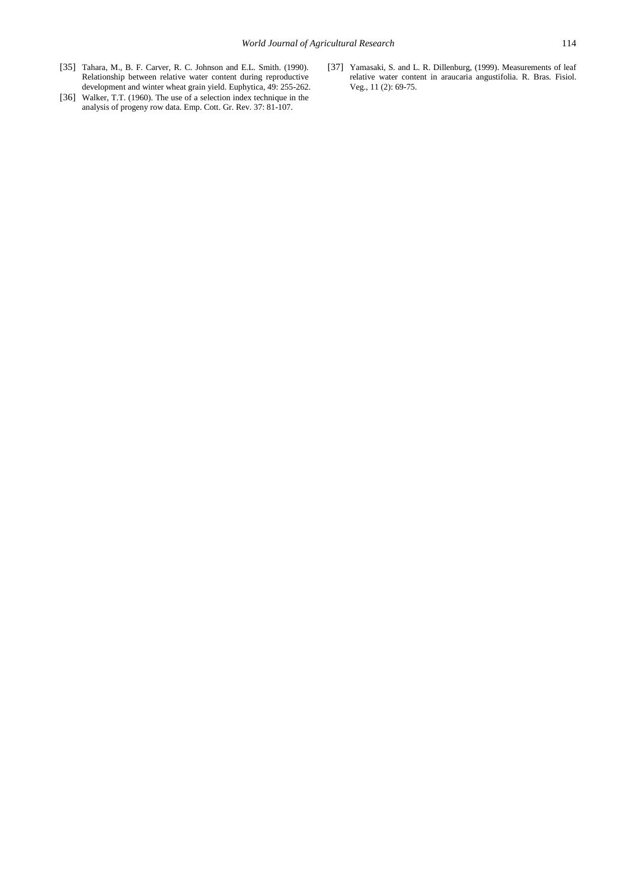[35] Tahara, M., B. F. Carver, R. C. Johnson and E.L. Smith. (1990). Relationship between relative water content during reproductive development and winter wheat grain yield. Euphytica, 49: 255-262.

[36] Walker, T.T. (1960). The use of a selection index technique in the analysis of progeny row data. Emp. Cott. Gr. Rev. 37: 81-107.

[37] Yamasaki, S. and L. R. Dillenburg, (1999). Measurements of leaf relative water content in araucaria angustifolia. R. Bras. Fisiol. Veg., 11 (2): 69-75.